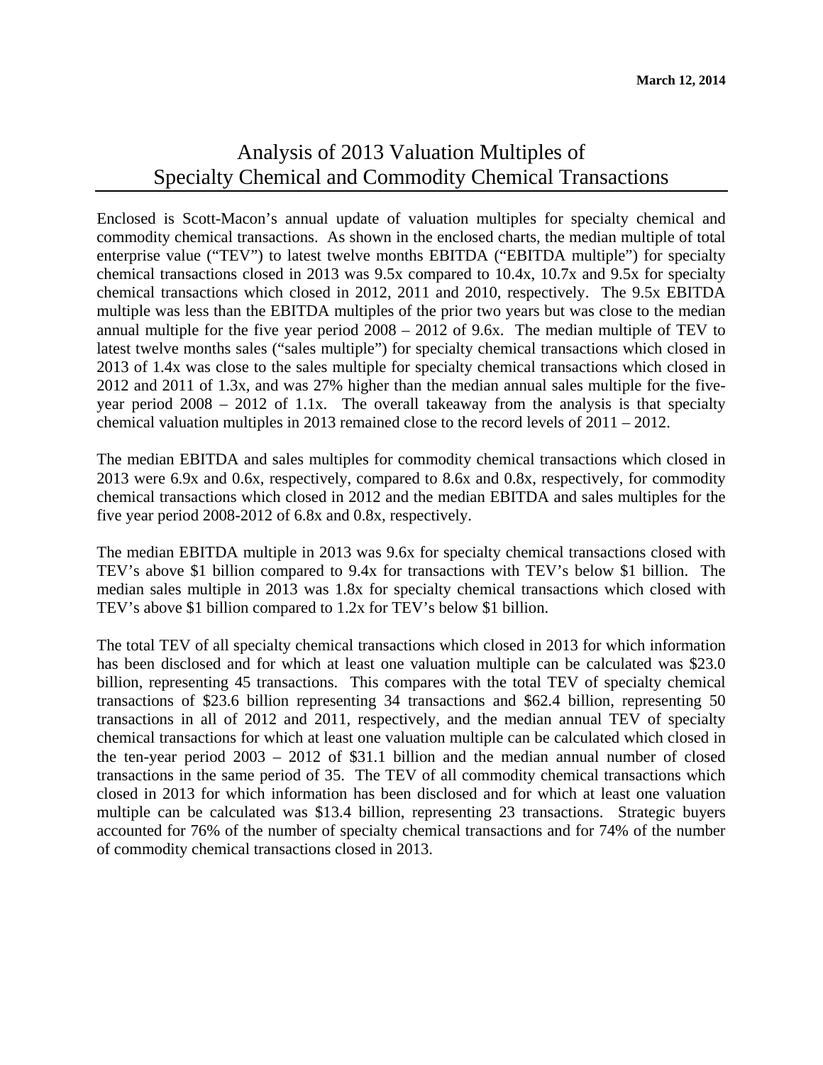**March 12, 2014**

# Analysis of 2013 Valuation Multiples of Specialty Chemical and Commodity Chemical Transactions

Enclosed is Scott-Macon's annual update of valuation multiples for specialty chemical and commodity chemical transactions. As shown in the enclosed charts, the median multiple of total enterprise value ("TEV") to latest twelve months EBITDA ("EBITDA multiple") for specialty chemical transactions closed in 2013 was 9.5x compared to 10.4x, 10.7x and 9.5x for specialty chemical transactions which closed in 2012, 2011 and 2010, respectively. The 9.5x EBITDA multiple was less than the EBITDA multiples of the prior two years but was close to the median annual multiple for the five year period 2008 – 2012 of 9.6x. The median multiple of TEV to latest twelve months sales ("sales multiple") for specialty chemical transactions which closed in 2013 of 1.4x was close to the sales multiple for specialty chemical transactions which closed in 2012 and 2011 of 1.3x, and was 27% higher than the median annual sales multiple for the five-year period 2008 – 2012 of 1.1x. The overall takeaway from the analysis is that specialty chemical valuation multiples in 2013 remained close to the record levels of 2011 – 2012.

The median EBITDA and sales multiples for commodity chemical transactions which closed in 2013 were 6.9x and 0.6x, respectively, compared to 8.6x and 0.8x, respectively, for commodity chemical transactions which closed in 2012 and the median EBITDA and sales multiples for the five year period 2008-2012 of 6.8x and 0.8x, respectively.

The median EBITDA multiple in 2013 was 9.6x for specialty chemical transactions closed with TEV's above $1 billion compared to 9.4x for transactions with TEV's below $1 billion. The median sales multiple in 2013 was 1.8x for specialty chemical transactions which closed with TEV's above $1 billion compared to 1.2x for TEV's below $1 billion.

The total TEV of all specialty chemical transactions which closed in 2013 for which information has been disclosed and for which at least one valuation multiple can be calculated was $23.0 billion, representing 45 transactions. This compares with the total TEV of specialty chemical transactions of $23.6 billion representing 34 transactions and $62.4 billion, representing 50 transactions in all of 2012 and 2011, respectively, and the median annual TEV of specialty chemical transactions for which at least one valuation multiple can be calculated which closed in the ten-year period 2003 – 2012 of $31.1 billion and the median annual number of closed transactions in the same period of 35. The TEV of all commodity chemical transactions which closed in 2013 for which information has been disclosed and for which at least one valuation multiple can be calculated was $13.4 billion, representing 23 transactions. Strategic buyers accounted for 76% of the number of specialty chemical transactions and for 74% of the number of commodity chemical transactions closed in 2013.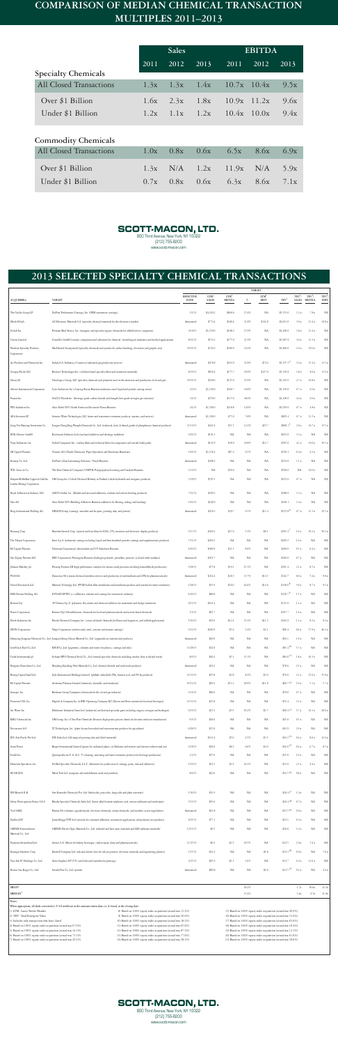# COMPARISON OF MEDIAN CHEMICAL TRANSACTION MULTIPLES 2011–2013

| | Sales | | | EBITDA | | |
|---|---|---|---|---|---|---|
| | 2011 | 2012 | 2013 | 2011 | 2012 | 2013 |
| **Specialty Chemicals** | | | | | | |
| All Closed Transactions | 1.3x | 1.3x | 1.4x | 10.7x | 10.4x | 9.5x |
| Over $1 Billion | 1.6x | 2.3x | 1.8x | 10.9x | 11.2x | 9.6x |
| Under $1 Billion | 1.2x | 1.1x | 1.2x | 10.4x | 10.0x | 9.4x |
| **Commodity Chemicals** | | | | | | |
| All Closed Transactions | 1.0x | 0.8x | 0.6x | 6.5x | 8.6x | 6.9x |
| Over $1 Billion | 1.3x | N/A | 1.2x | 11.9x | N/A | 5.9x |
| Under $1 Billion | 0.7x | 0.8x | 0.6x | 6.3x | 8.6x | 7.1x |

**SCOTT-MACON, LTD.**
800 Third Avenue, New York, NY 10022
(212) 755-8200
www.scott-macon.com

# 2013 SELECTED SPECIALTY CHEMICAL TRANSACTIONS

| ACQUIRER(S) | TARGET | EFFECTIVE DATE | LTM[1] SALES | LTM[1] EBITDA | % | LTM[1] EBIT | TEV[2] | TEV/ SALES | TEV/ EBITDA | TEV/ EBIT |
|---|---|---|---|---|---|---|---|---|---|---|
| The Carlyle Group LP | DuPont Performance Coatings, Inc. (OEM automotive coatings) | 2/1/13 | $4,296.2 | $460.6 | 10.7% | NA | $4,919.0 | 1.1x | 10.7x | NA |
| Merck KGaA | AZ Electronic Materials S.A. (specialty chemical materials for the electronics market) | Announced | $774.4 | $326.6 | 42.2% | $161.8 | $2,631.0 | 3.4x | 8.1x | 16.3x |
| Platform Specialty Products Corporation | MacDermid, Incorporated (specialty chemicals and systems for surface finishing, electronics and graphic arts) | 10/31/13 | $734.0 | $188.0 | 25.6% | NA | $1,800.0 | 2.5x | 9.6x | NA |
| Air Products and Chemicals Inc. | Indura S.A. Industria y Comercio (industrial gas production services) | Announced | $567.8 | $130.9 | 23.1% | $74.4 | $1,257.9 | 2.2x | 9.6x | 16.9x |
| Georgia-Pacific LLC | Buckeye Technologies Inc. (cellulose-based specialty fibers and nonwoven materials) | 8/23/13 | $893.6 | $175.7 | 19.7% | $127.6 | $1,746.9 | 2.0x | 9.9x | 13.7x |
| Solvay SA | Chemlogics Group, LLC (specialty chemicals and polymers used in the extraction and production of oil and gas) | 10/24/13 | $590.0 | $125.0 | 21.2% | NA | $1,345.0 | 2.3x | 10.8x | NA |
| Advent International Corporation | Cytec Industries Inc.'s Coating Resins Business (industrial coatings) | 4/3/13 | $1,540.0 | $166.7 | 10.8% | NA | $1,150.0 | 0.7x | 6.9x | NA |
| PPG Industries Inc. | AkzoNobel NV's North American Decorative Paints Business | 4/1/13 | $1,500.0 | $25.8 | 1.6% | NA | $1,050.0 | 0.7x | 40.7x | NA |
| AEA Investors LP | Siemens Water Technologies, LLC (water and wastewater treatment products, systems, and services) | Announced | $1,000.0 | $75.0 | 7.5% | NA | $865.4 | 0.9x | 11.5x | NA |
| Toray Industries, Inc. | Zoltek Companies, Inc. (carbon fibers and technical fibers for composites and aircraft brake pads) | Announced | $193.6 | $39.0 | 20.1% | $21.7 | $507.6 | 2.6x | 13.0x | 23.4x |
| SK Capital Partners | Clariant AG's Textile Chemicals, Paper Specialties and Emulsions Businesses | 1/31/13 | $1,356.1 | $87.2 | 6.4% | NA | $518.1 | 0.4x | 5.9x | NA |
| Kuraray Co. Ltd. | DuPont's Glass Laminating Solutions / Vinyls Business | Announced | $600.2 | NA | NA | NA | $543.0 | 0.9x | NA | NA |
| W.R. Grace & Co. | The Dow Chemical Company's UNIPOL Polypropylene Licensing and Catalysts Business | 12/2/13 | NA | $50.0 | NA | NA | $500.0 | NA | 10.0x | NA |
| Freeport-McMoRan Copper & Gold Inc.; Lundin Mining Corporation | OMG Group's Cobalt Chemical Refinery in Finland (cobalt hydroxide and inorganic products) | 3/29/13 | $595.1 | NA | NA | NA | $435.0 | 0.7x | NA | NA |
| Royal Adhesives & Sealants, LLC | ADCO Global, Inc. (flexible and structural adhesives, sealants and surface-bonding products) | 7/31/13 | $200.0 | NA | NA | NA | $300.0 | 1.5x | NA | NA |
| Sika AG | Sika? Adhesives Business (adhesives for flooring, roofing and bonding) | 1/31/13 | $226.0 | NA | NA | NA | $306.1 | 1.4x | NA | NA |
| Ring International Holding AG | HELIOS Group (coatings, varnishes and lacquers, printing inks, and paints) | Announced | $476.2 | $28.7 | 6.0% | $11.4 | $329.8 | 0.7x | 11.5x | 28.9x |
| Wacom Group | Merck KGaA Business (liquid crystal films for LCDs, TVs, monitors and electronic display products) | 5/17/13 | $259.4 | $17.0 | 6.5% | $8.1 | $185.4 | 0.6x | 11.0x | 20.6x |
| The Valspar Corporation | Inver S.p.A. (industrial coatings including liquid and heat-hardened powder coatings and supplementary products) | 7/31/13 | $253.2 | NA | NA | NA | $205.2 | 0.8x | NA | NA |
| SK Capital Partners | Ferro Corporation's Specialty Plastics and UV Stabilizers Business | 6/30/13 | $360.9 | $31.5 | 8.8% | NA | $208.8 | 0.6x | 6.6x | NA |
| One Equity Partners LLC | PMC Corporation's Formulated Organics Business (hydrogen peroxide, peracetic, paints and other products) | Announced | $502.7 | NA | NA | NA | $250.0 | 0.5x | NA | NA |
| Johnson Matthey plc | Formox AB (high performance catalysts for various oxide processes including formaldehyde production) | 3/28/13 | $77.8 | $13.1 | 16.7% | NA | $161.4 | 2.1x | 12.3x | NA |
| PEAKSA | Dynamics SA (custom chemical synthesis services and production of intermediates and APIs for pharmaceuticals) | Announced | $224.4 | $29.3 | 13.0% | $15.3 | $142.7 | 0.6x | 4.9x | 9.3x |
| Univar Electronics Ltd. | Mercury Technology Ltd. (PTFE hollow fiber membranes and membrane products and systems for water treatment) | 1/28/13 | $37.0 | $14.0 | 38.0% | $13.6 | $136.0 | 3.7x | 9.7x | 10.0x |
| SMS Chemie Holding AG | LOVILDEITAS S.p.A. (adhesives, sealants and coatings for construction industry) | 6/3/13 | $60.6 | NA | NA | NA | $128.7 | 2.1x | NA | NA |
| Kemira Oyj | Oil Chemical Ap. (polymers, flocculants and chemical additives for wastewater and sludge treatment) | 10/1/13 | $101.4 | NA | NA | NA | $121.8 | 1.2x | NA | NA |
| Nisso Corporation | Kemira Oyj's Chemicals Business (chemicals for food and pharmaceuticals and amine-based chemicals) | 5/1/13 | $87.7 | NA | NA | NA | $107.7 | 1.2x | NA | NA |
| Hitachi Industries Inc. | Hitachi Chemical Company, Inc. (anisotropic conductive film/functional materials and hygiene, and related applications) | 3/1/13 | $95.6 | $11.4 | 11.9% | $11.2 | $102.5 | 1.1x | 9.0x | 9.2x |
| ZINON Corporation | Tokyo Corporation (architectural steel, concrete and marine coatings) | 5/12/13 | $105.8 | $5.4 | 5.1% | $2.1 | $96.4 | 0.9x | 17.9x | 45.2x |
| Zhejiang Jiangnan Chemicals Co., Ltd. | Zhejiang Jiaxing Silicon Material Co., Ltd. (organic silicon materials and products) | Announced | $43.0 | NA | NA | NA | $92.1 | 2.1x | NA | NA |
| Croda International plc | BIOFAC Co., Ltd. (pigments, colorants and water-borne paints, coatings and inks) | 11/18/13 | $24.3 | NA | NA | NA | $91.4 | 3.7x | NA | NA |
| Sharpoint Chemichem Co., Ltd. | Bohai Shiyan? Chemical (chemicals for seeds, beans and pharmaceuticals) | Announced | $63.1 | $7.1 | 11.1% | NA | $84.0 | 1.3x | 11.8x | NA |
| Beijing Capital Land Ltd. | Jiashan Chemical Holdings Limited (phthalic anhydride/PA, fumaric acid and PA by-products) | Announced | $81.2 | NA | NA | NA | $79.1 | 1.0x | NA | NA |
| SK Capital Partners | Archimica Polisman Limited (chemicals, hydrochloric and others) | 11/15/13 | $54.8 | $2.8 | 8.2% | $2.4 | $76.6 | 2.1x | 27.4x | 31.9x |
| Amtech Inc. | Zhejiang Chemicals Co. (specialty additives for the textile industry) | 12/31/13 | $50.9 | $10.1 | 19.8% | $6.8 | $68.7 | 1.3x | 6.8x | 10.1x |
| Seawood USA Inc. | Buchanan Group Companies (chemicals for oil and gas industry) | 11/6/13 | $98.8 | NA | NA | NA | $59.6 | 0.7x | NA | NA |
| Sur-Water Inc. | Magellan & Company Inc.; MWE Operating Company LLC (fluorine and fluoro-systems for industrial purposes) | 12/31/13 | $22.9 | NA | NA | NA | $52.1 | 2.3x | NA | NA |
| KMG Chemicals Inc. | Electronic Industrial Chem Ltd. (electronic, medical and specialty gases including oxygen, nitrogen and hydrogen) | 5/31/13 | $13.3 | $3.5 | 26.3% | $1.7 | $45.5 | 3.4x | 13.0x | 26.8x |
| Nerrospiran AB | OM Group, Inc.'s Ultra Pure Chemicals Division (high purity process chemicals for semiconductor manufacturing) | 4/5/13 | $64.0 | NA | NA | NA | $45.0 | 0.7x | NA | NA |
| Zeo-Tech Pacific Pte Ltd. | TJ Technologies, Inc. (plants-based biochemical and environmental products for agriculture) | 5/28/13 | $17.6 | NA | NA | NA | $43.5 | 2.5x | NA | NA |
| Asian Paints | DIC India Ltd. (full range of printing inks and allied materials) | Announced | $111.4 | $7.0 | 6.3% | $5.7 | $37.2 | 0.3x | 5.3x | 6.5x |
| Kechil Inc. | Berger International Limited (paints for industrial plants, oil fields, and other surface coatings and more surface protection) | 11/8/13 | $36.6 | $6.5 | 6.6% | $3.9 | $32.1 | 0.9x | 4.9x | 8.2x |
| Ethernet Specialties Inc. | Quinoplastics S.A. (C4, C5 cleaning, coatings and water treatment products for beverage production) | 2/1/13 | $3.3 | NA | NA | NA | $27.0 | 8.2x | NA | NA |
| NOACEZO | EleMa Specialty Chemicals, L.L.C. (solutions for professional coatings, paints, related adhesives) | 2/15/13 | $12.3 | $2.8 | 22.3% | NA | $25.8 | 2.1x | 9.4x | NA |
| | Merck Tech Ltd. (inorganic and polychlorinated acids and powder) | 8/8/13 | $22.8 | NA | NA | NA | $22.7 | 0.9x | NA | NA |
| KIS Biotech S.R. | Sree Ramcides Chemicals Pvt. Ltd. (herbicides, pesticides, fungicides and plant nutrients) | 1/30/13 | $10.5 | NA | NA | NA | $16.4 | 1.6x | NA | NA |
| Solvay Participations France SAS | Rhodia Specialty Chemicals India Ltd. (home and personal care ingredients, and various surfactants and additives) | 7/31/13 | $39.4 | NA | NA | NA | $16.3 | 0.4x | NA | NA |
| Noel SARL | Illumat SA (solutions, specialty resins, silicone chemicals, resins, chemicals, and synthetic active ingredients) | Announced | $42.8 | NA | NA | NA | $17.5 | 0.4x | NA | NA |
| Endless LLP | Jotun Sligga TTW Ltd. (aerosols for consumer adhesives, automotive applications, and personal care products) | 8/30/13 | $7.1 | NA | NA | NA | $13.1 | 1.8x | NA | NA |
| GEESE Semiconductor Materials Co., Ltd. | GEESE Micro Opto Materials Co., Ltd. (industrial and laser optic materials and LED substrate materials) | 12/31/13 | $6.3 | NA | NA | NA | $10.0 | 1.6x | NA | NA |
| Premium International Ltd. | Anteni, S.A. (flavors for bakery, beverages, confectionery, dairy and pharmaceuticals) | 11/30/13 | $6.3 | $2.3 | 36.7% | NA | $12.5 | 2.0x | 5.4x | NA |
| Pyongan Synthetic Corp. | Emerald Company Ltd. (industrial rubber dyes for inks and pigments, electronic materials and engineering plastics) | 1/31/13 | $13.2 | NA | NA | $1.8 | $12.3 | 0.9x | NA | 7.0x |
| Tiger Ink HK Holdings Co., Ltd. | Aero Graphics S.P.A. (corrosion and varnishes for painting) | 2/27/13 | $63.0 | $1.1 | 1.8% | NA | $11.7 | 0.2x | 11.0x | NA |
| Korea Zinc Kagyo Co., Ltd. | Suzuki Fine Co., Ltd. (photographic products) | Announced | $90.0 | NA | NA | $2.4 | $11.7 | 0.1x | NA | 4.6x |
| **MEAN** | | | | | 18.2% | | | 1.7x | 10.9x | 17.9x |
| **MEDIAN** | | | | | 17.4% | | | 1.0x | 9.9x | 15.9x |

Notes:
When appropriate, all deals converted to U.S.$ (millions) at the announcement date; or, if closed, at the closing date.
(1) LTM - Latest Twelve Months
(2) TEV - Total Enterprise Value
(3) Includes only transactions that have closed

**SCOTT-MACON, LTD.**
800 Third Avenue, New York, NY 10022
(212) 755-8200
www.scott-macon.com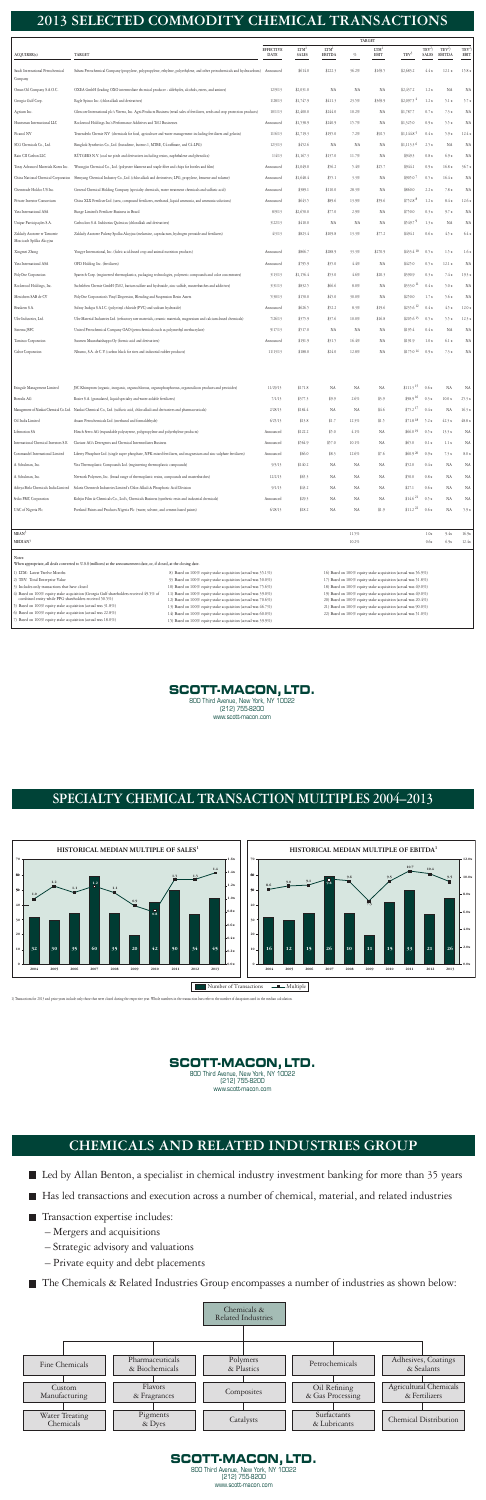# 2013 SELECTED COMMODITY CHEMICAL TRANSACTIONS

| ACQUIRER(s) | TARGET | EFFECTIVE DATE | LTM[1] SALES | LTM[1] EBITDA | % | LTM[1] EBIT | TEV[2] | TEV[2]/SALES | TEV[2]/EBITDA | TEV[2]/EBIT |
|---|---|---|---|---|---|---|---|---|---|---|
| Saudi International Petrochemical Company | Sahara Petrochemical Company (propylene, polypropylene, ethylene, polyethylene, and other petrochemicals and hydrocarbons) | Announced | $634.0 | $212.5 | 96.2% | $195.7 | $2,889.3 | 4.4x | 13.1x | 17.9x |
| Oman Oil Company S.A.O.C. | OXEA GmbH (leading OXO intermediate chemical producer - aldehydes, alcohols, esters, and amines) | 12/9/13 | $1,895.6 | NA | NA | NA | $2,057.2 | 1.1x | NA | NA |
| Georgia Gulf Corp. | Eagle Spinco Inc. (chlor-alkali and derivatives) | 1/28/13 | $1,747.9 | $422.5 | 23.7% | $328.9 | $3,009.1[4] | 1.7x | 7.1x | 9.1x |
| Agrium Inc. | Glencore International plc's Viterra, Inc. Agri-Products Business (retail sales of fertilizers, seeds and crop protection products) | 10/1/13 | $2,489.0 | $444.0 | 18.2% | NA | $1,787.7 | 0.7x | 7.5x | NA |
| Huntsman International LLC | Rockwood Holdings Inc.'s Performance Additives and TiO2 Businesses | Announced | $1,378.9 | $168.9 | 12.2% | NA | $1,325.0 | 1.0x | 7.8x | NA |
| Picanol NV | Tessenderlo Chemie NV (chemicals for food, agriculture and water management including fertilizers and gelatins) | 10/1/13 | $2,739.3 | $189.0 | 7.3% | $51.3 | $1,636.8[5] | 0.6x | 5.9x | 12.4x |
| SK Chemicals Co., Ltd. | Bengbu Synthetic Co., Ltd. | 12/9/13 | $430.6 | NA | NA | NA | $1,213.9[6] | 2.7x | NA | NA |
| Kane CB Finance LLC | KUVERRO NV | 1/4/13 | $1,467.1 | $117.0 | 11.7% | NA | $909.5 | 0.6x | 6.8x | NA |
| Teijin Advanced Materials Korea Inc. | Woongjin Chemical Co., Ltd. (polyester filaments and staple fibres and chips for textiles and film) | Announced | $1,163.6 | $96.3 | 8.3% | $65.7 | $684.5 | 0.6x | 10.4x | 14.7x |
| China National Chemical Corporation | Shenyang Chemical Industry Co., Ltd. (chlor-alkali and derivatives, LPG, propylene, benzene and toluene) | Announced | $1,608.6 | $75.1 | 4.7% | NA | $905.0[7] | 0.6x | 12.1x | NA |
| Chemtrade Holdco Inc. | General Chemical Holding Company (specialty chemicals, water treatment chemicals and sulfuric acid) | Announced | $585.1 | $119.8 | 20.5% | NA | $860.0 | 1.5x | 7.2x | NA |
| Private Investor Consortium | China XD Plastics Co., Ltd. | 9/3/13 | $843.7 | $89.6 | 10.6% | $90.6 | $752.8[8] | 1.1x | 8.4x | 12.6x |
| Yara International ASA | Bunge Limited's Fertilizer Business in Brazil | 8/6/13 | $1,670.0 | $77.8 | 4.7% | NA | $750.0 | 0.4x | 9.7x | NA |
| Unipar Participações S.A. | Carbocloro S.A. Indústrias Químicas (chloralkali and derivatives) | 5/22/13 | $238.8 | NA | NA | NA | $549.7[9] | 2.3x | NA | NA |
| Zaklady Azotowe w Tarnowie-Moscicach SA | Zaklady Azotowe Pulawy Spolka Akcyjna (melamine, caprolactam, hydrogen peroxide and fertilizers) | 4/3/13 | $2,051.0 | $285.8 | 13.9% | $77.1 | $682.2 | 0.6x | 4.7x | 8.4x |
| Xiaquan Zhong | Yongye International, Inc. | Announced | $696.7 | $200.9 | 28.8% | $178.9 | $629.0[10] | 0.7x | 3.7x | 3.0x |
| Yara International ASA | OFD Holding Inc. (fertilizers) | Announced | $797.9 | $97.9 | 12.3% | NA | $425.0 | 0.5x | 12.1x | NA |
| PolyOne Corporation | Spartech Corp. (engineered thermoplastics, packaging technologies, polymeric compounds and color concentrates) | 3/13/13 | $1,231.6 | $75.8 | 6.2% | $41.3 | $393.0 | 0.3x | 7.4x | 13.5x |
| Rockwood Holdings, Inc. | Sachtleben Chemie GmbH (TiO2, barium and zinc sulfides, and titanium and water chemicals) | 9/3/13 | $892.5 | $66.6 | 8.0% | NA | $650.0[11] | 0.4x | 5.6x | NA |
| Arsenal AB & CY | PolyOne Corporation's Designed Structures and Solutions Business | 7/30/13 | $270.0 | $15.0 | 10.0% | NA | $270.0 | 1.7x | 5.6x | NA |
| Braskem S.A. | Solvay Indupa SAICF (polyvinyl chloride (PVC) and sodium hydroxide) | Announced | $838.5 | $52.2 | 6.2% | $19.0 | $570.0[12] | 0.7x | 10.9x | NA |
| Ube Industries, Ltd. | Ube Material Industries Ltd. (refractory raw materials, ceramic materials, magnesium and calcium-based chemicals) | 7/26/13 | $375.9 | $57.4 | 15.3% | $26.8 | $235.0[13] | 0.6x | 5.1x | 12.3x |
| Sinopec JSC | Oriental Petrochemical Company (PTA and chemicals used in polyethylene fibers) | 8/27/13 | $737.9 | NA | NA | NA | $239.4 | 0.4x | NA | NA |
| Tessenderlo Corporation | Sumitomo Manufacturing (Hydrocarbon-type 45% ethylene) | Announced | $191.9 | $11.7 | 10.3% | NA | $130.0 | 1.0x | 8.1x | NA |
| Cabot Corporation | Vibrants, S.A. de C.V. (carbon black for tires and industrial rubber products) | 12/10/13 | $100.0 | $22.0 | 12.0% | NA | $177.0[14] | 0.9x | 7.5x | NA |
| Eastgate Management Limited | JSC Khimprom (organic, inorganic, organochlorine, organophosphorus, organosilicon products and pesticides) | 11/20/13 | $177.8 | NA | NA | NA | $111.1[15] | 0.6x | NA | NA |
| Borealis AG | Rosier S.A. (granulated, liquid specialty and water-soluble fertilizers) | 7/1/13 | $377.5 | $9.9 | 2.6% | $5.9 | $98.9[16] | 0.3x | 10.0x | 23.5x |
| Management of Nankai Chemical Co Ltd | Nankai Chemical Co., Ltd. (sulfuric acid, chlor-alkali and chemicals and pharmaceuticals) | 2/28/13 | $146.4 | NA | NA | $6.6 | $72.1[17] | 0.5x | NA | 10.9x |
| Oil India Limited | Assam Petrochemicals Ltd. (methanol and formaldehyde) | 3/25/13 | $13.5 | $1.7 | 12.5% | $1.7 | $71.8[18] | 5.2x | 42.1x | 40.8x |
| Liberatus SA | Dow Chemical Solvay Ltd (expandable polystyrene, polypropylene and polyethylene products) | Announced | $122.2 | $5.8 | 4.8% | NA | $60.0[19] | 0.5x | 10.3x | NA |
| International Chemical Investors S.E. | Clariant AG's Detergents and Intermediates Business | 7/1/13 | $744.0 | $57.0 | 10.2% | NA | $65.0 | 0.1x | 1.1x | NA |
| Greenwood International Limited | Lobroy Phosphate Ltd. (single super phosphate, NPK mixed fertilizers, and magnesium and zinc sulphate fertilizers) | Announced | $60.0 | $8.5 | 14.0% | $7.6 | $40.9[20] | 0.7x | 7.1x | 8.0x |
| A. Schulman, Inc. | Ferro Corporation's Specialty Plastics Business (engineering thermoplastic compounds) | 5/3/13 | $143.2 | NA | NA | NA | $91.0 | 0.6x | NA | NA |
| A. Schulman, Inc. | Network Polymers, Inc. (broad range of thermoplastic resins, compounds and masterbatches) | 12/2/13 | $95.5 | NA | NA | NA | $30.0 | 0.6x | NA | NA |
| Aditya Birla Chemicals India Limited | Solaris ChemTech Industries Limited's Chlor-Alkali & Phosphoric Acid Division | 3/1/13 | $58.2 | NA | NA | NA | $37.1 | 0.6x | NA | NA |
| Itochu Plastics Corp. | Kobayashi Felt & Chemicals Co., Ltd. (chemicals business, synthetic resins and industrial chemicals) | Announced | $25.3 | NA | NA | NA | $12.6[21] | 0.5x | NA | NA |
| UAC of Nigeria Plc | Portland Paints and Products Nigeria Plc (paints, coatings and cement based paints) | 6/28/13 | $28.2 | NA | NA | $1.9 | $12.2[22] | 0.6x | NA | 5.9x |
| MEAN[3] | | | | | 11.7% | | | 1.0x | 9.4x | 10.9x |
| MEDIAN[3] | | | | | 10.2% | | | 0.6x | 8.9x | 12.1x |

Note:
When appropriate all deals converted to U.S.$ (millions) at the international rate or, if closed, at the closing date.

(1) LTM - Last Twelve Months
(2) TEV - Total Enterprise Value
(3) Excludes only transactions that have closed
(4) Based on 100% equity under acquisition (Georgia Gulf shareholders received 49.5% of combined entity while PPG shareholders received 50.5%)
(5) Based on 100% equity under acquisition (actual was 27.5%)
(6) Based on 100% equity under acquisition (actual was 22.0%)
(7) Based on 100% equity under acquisition (actual was 18.0%)
(8) Based on 100% equity under acquisition (actual was 55.1%)
(9) Based on 100% equity under acquisition (actual was 50.0%)
(10) Based on 100% equity under acquisition (actual was 71.6%)
(11) Based on 100% equity under acquisition (actual was 39.0%)
(12) Based on 100% equity under acquisition (actual was 70.6%)
(13) Based on 100% equity under acquisition (actual was 50.7%)
(14) Based on 100% equity under acquisition (actual was 60.0%)
(15) Based on 100% equity under acquisition (actual was 59.0%)
(16) Based on 100% equity under acquisition (actual was 95.0%)
(17) Based on 100% equity under acquisition (actual was 51.8%)
(18) Based on 100% equity under acquisition (actual was 49.0%)
(19) Based on 100% equity under acquisition (actual was 50.0%)
(20) Based on 100% equity under acquisition (actual was 25.0%)
(21) Based on 100% equity under acquisition (actual was 95.0%)
(22) Based on 100% equity under acquisition (actual was 51.0%)

**SCOTT-MACON, LTD.**
800 Third Avenue, New York, NY 10022
(212) 755-8200
www.scott-macon.com

# SPECIALTY CHEMICAL TRANSACTION MULTIPLES 2004–2013

**HISTORICAL MEDIAN MULTIPLE OF SALES[1]**

2004 2005 2006 2007 2008 2009 2010 2011 2012 2013

1.0 1.2 1.3 1.4 1.1 0.9 0.8 1.3 1.3 1.4

52 50 35 60 39 20 42 46 34 45

**HISTORICAL MEDIAN MULTIPLE OF EBITDA[1]**

2004 2005 2006 2007 2008 2009 2010 2011 2012 2013

9.0 9.2 9.1 9.9 9.5 8.8 9.5 10.7 10.4 9.8

16 12 18 26 20 11 14 33 23 26

Number of Transactions — Multiple

Note:
1) Transactions for 2013 and prior years include only those that were closed during the respective year. Whole numbers in the transaction bars refer to the number of datapoints used in the median calculation.

**SCOTT-MACON, LTD.**
800 Third Avenue, New York, NY 10022
(212) 755-8200
www.scott-macon.com

# CHEMICALS AND RELATED INDUSTRIES GROUP

- Led by Allan Benton, a specialist in chemical industry investment banking for more than 35 years
- Has led transactions and execution across a number of chemical, material, and related industries
- Transaction expertise includes:
  - Mergers and acquisitions
  - Strategic advisory and valuations
  - Private equity and debt placements
- The Chemicals & Related Industries Group encompasses a number of industries as shown below:

Chemicals & Related Industries

Fine Chemicals | Pharmaceuticals & Biochemicals | Polymers & Plastics | Petrochemicals | Adhesives, Coatings & Sealants

Custom Manufacturing | Flavors & Fragrances | Composites | Oil Refining & Gas Processing | Agricultural Chemicals & Fertilizers

Water Treating Chemicals | Pigments & Dyes | Catalysts | Surfactants & Lubricants | Chemical Distribution

**SCOTT-MACON, LTD.**
800 Third Avenue, New York, NY 10022
(212) 755-8200
www.scott-macon.com